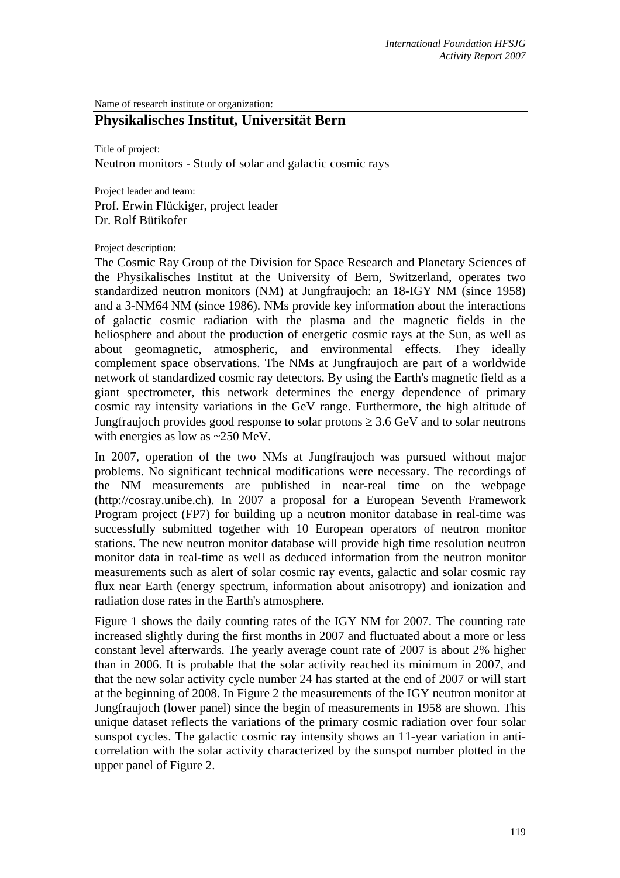Name of research institute or organization:

## Physikalisches Institut, Universität Bern

Title of project:

Neutron monitors - Study of solar and galactic cosmic rays

Project leader and team:

Prof. Erwin Flückiger, project leader
Dr. Rolf Bütikofer

Project description:

The Cosmic Ray Group of the Division for Space Research and Planetary Sciences of the Physikalisches Institut at the University of Bern, Switzerland, operates two standardized neutron monitors (NM) at Jungfraujoch: an 18-IGY NM (since 1958) and a 3-NM64 NM (since 1986). NMs provide key information about the interactions of galactic cosmic radiation with the plasma and the magnetic fields in the heliosphere and about the production of energetic cosmic rays at the Sun, as well as about geomagnetic, atmospheric, and environmental effects. They ideally complement space observations. The NMs at Jungfraujoch are part of a worldwide network of standardized cosmic ray detectors. By using the Earth's magnetic field as a giant spectrometer, this network determines the energy dependence of primary cosmic ray intensity variations in the GeV range. Furthermore, the high altitude of Jungfraujoch provides good response to solar protons $\geq 3.6$ GeV and to solar neutrons with energies as low as ~250 MeV.

In 2007, operation of the two NMs at Jungfraujoch was pursued without major problems. No significant technical modifications were necessary. The recordings of the NM measurements are published in near-real time on the webpage (http://cosray.unibe.ch). In 2007 a proposal for a European Seventh Framework Program project (FP7) for building up a neutron monitor database in real-time was successfully submitted together with 10 European operators of neutron monitor stations. The new neutron monitor database will provide high time resolution neutron monitor data in real-time as well as deduced information from the neutron monitor measurements such as alert of solar cosmic ray events, galactic and solar cosmic ray flux near Earth (energy spectrum, information about anisotropy) and ionization and radiation dose rates in the Earth's atmosphere.

Figure 1 shows the daily counting rates of the IGY NM for 2007. The counting rate increased slightly during the first months in 2007 and fluctuated about a more or less constant level afterwards. The yearly average count rate of 2007 is about 2% higher than in 2006. It is probable that the solar activity reached its minimum in 2007, and that the new solar activity cycle number 24 has started at the end of 2007 or will start at the beginning of 2008. In Figure 2 the measurements of the IGY neutron monitor at Jungfraujoch (lower panel) since the begin of measurements in 1958 are shown. This unique dataset reflects the variations of the primary cosmic radiation over four solar sunspot cycles. The galactic cosmic ray intensity shows an 11-year variation in anti-correlation with the solar activity characterized by the sunspot number plotted in the upper panel of Figure 2.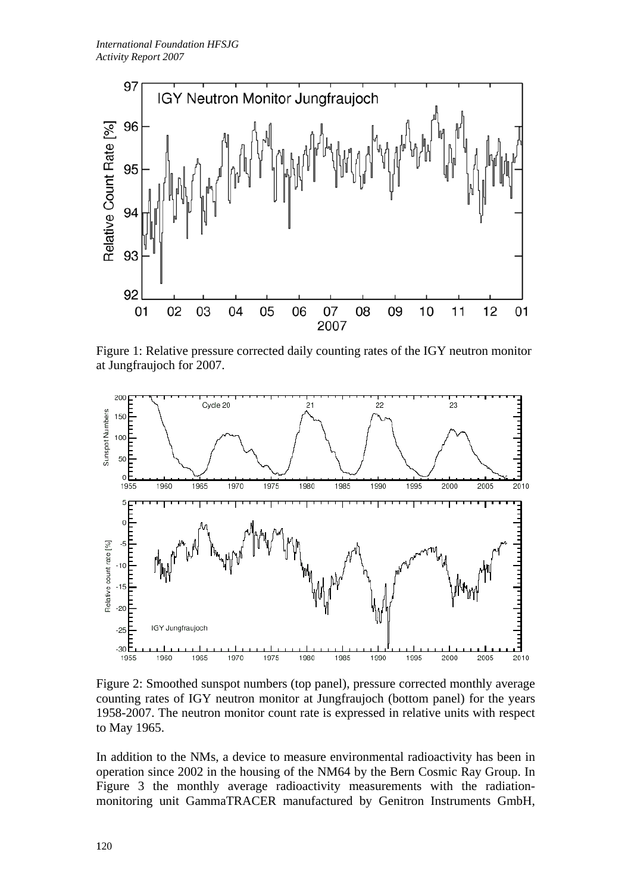Figure 1: Relative pressure corrected daily counting rates of the IGY neutron monitor at Jungfraujoch for 2007.

Figure 2: Smoothed sunspot numbers (top panel), pressure corrected monthly average counting rates of IGY neutron monitor at Jungfraujoch (bottom panel) for the years 1958-2007. The neutron monitor count rate is expressed in relative units with respect to May 1965.

In addition to the NMs, a device to measure environmental radioactivity has been in operation since 2002 in the housing of the NM64 by the Bern Cosmic Ray Group. In Figure 3 the monthly average radioactivity measurements with the radiation-monitoring unit GammaTRACER manufactured by Genitron Instruments GmbH,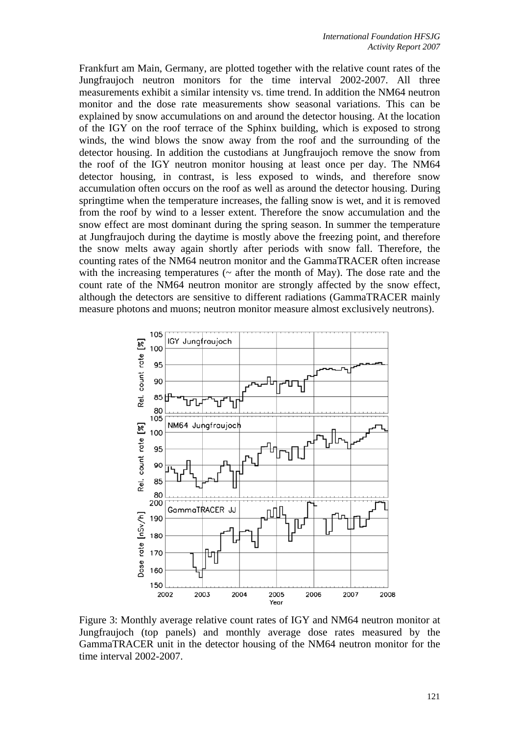Frankfurt am Main, Germany, are plotted together with the relative count rates of the Jungfraujoch neutron monitors for the time interval 2002-2007. All three measurements exhibit a similar intensity vs. time trend. In addition the NM64 neutron monitor and the dose rate measurements show seasonal variations. This can be explained by snow accumulations on and around the detector housing. At the location of the IGY on the roof terrace of the Sphinx building, which is exposed to strong winds, the wind blows the snow away from the roof and the surrounding of the detector housing. In addition the custodians at Jungfraujoch remove the snow from the roof of the IGY neutron monitor housing at least once per day. The NM64 detector housing, in contrast, is less exposed to winds, and therefore snow accumulation often occurs on the roof as well as around the detector housing. During springtime when the temperature increases, the falling snow is wet, and it is removed from the roof by wind to a lesser extent. Therefore the snow accumulation and the snow effect are most dominant during the spring season. In summer the temperature at Jungfraujoch during the daytime is mostly above the freezing point, and therefore the snow melts away again shortly after periods with snow fall. Therefore, the counting rates of the NM64 neutron monitor and the GammaTRACER often increase with the increasing temperatures (~ after the month of May). The dose rate and the count rate of the NM64 neutron monitor are strongly affected by the snow effect, although the detectors are sensitive to different radiations (GammaTRACER mainly measure photons and muons; neutron monitor measure almost exclusively neutrons).

Figure 3: Monthly average relative count rates of IGY and NM64 neutron monitor at Jungfraujoch (top panels) and monthly average dose rates measured by the GammaTRACER unit in the detector housing of the NM64 neutron monitor for the time interval 2002-2007.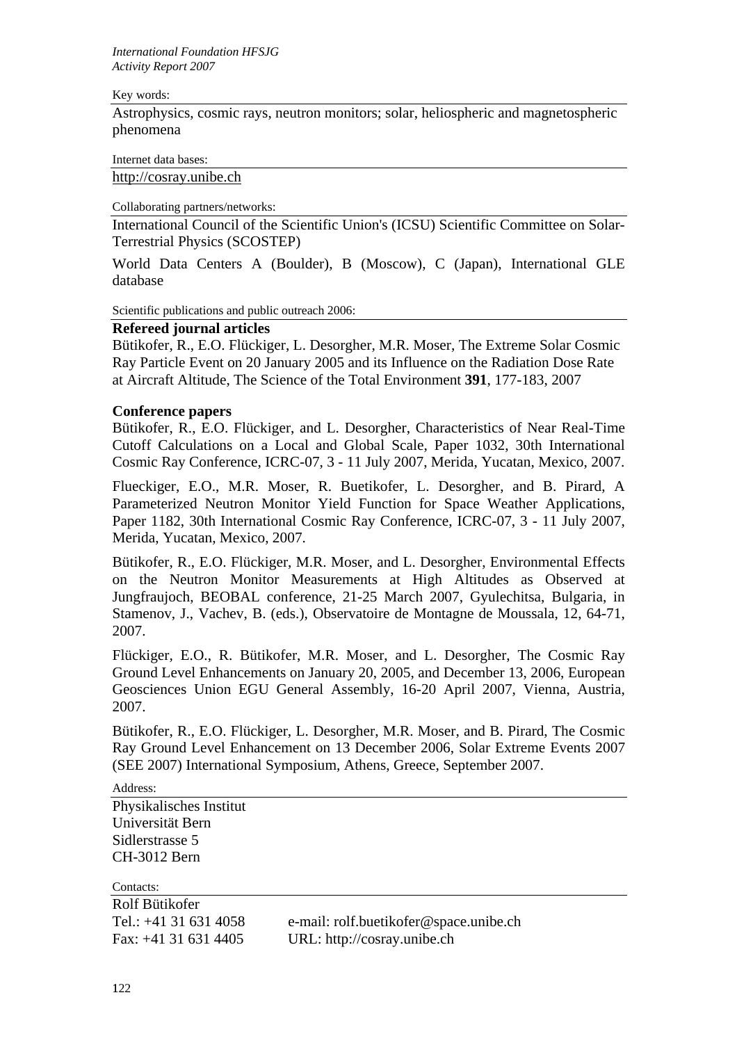Key words:

Astrophysics, cosmic rays, neutron monitors; solar, heliospheric and magnetospheric phenomena

Internet data bases:

http://cosray.unibe.ch

Collaborating partners/networks:

International Council of the Scientific Union's (ICSU) Scientific Committee on Solar-Terrestrial Physics (SCOSTEP)

World Data Centers A (Boulder), B (Moscow), C (Japan), International GLE database

Scientific publications and public outreach 2006:

**Refereed journal articles**

Bütikofer, R., E.O. Flückiger, L. Desorgher, M.R. Moser, The Extreme Solar Cosmic Ray Particle Event on 20 January 2005 and its Influence on the Radiation Dose Rate at Aircraft Altitude, The Science of the Total Environment **391**, 177-183, 2007

**Conference papers**

Bütikofer, R., E.O. Flückiger, and L. Desorgher, Characteristics of Near Real-Time Cutoff Calculations on a Local and Global Scale, Paper 1032, 30th International Cosmic Ray Conference, ICRC-07, 3 - 11 July 2007, Merida, Yucatan, Mexico, 2007.

Flueckiger, E.O., M.R. Moser, R. Buetikofer, L. Desorgher, and B. Pirard, A Parameterized Neutron Monitor Yield Function for Space Weather Applications, Paper 1182, 30th International Cosmic Ray Conference, ICRC-07, 3 - 11 July 2007, Merida, Yucatan, Mexico, 2007.

Bütikofer, R., E.O. Flückiger, M.R. Moser, and L. Desorgher, Environmental Effects on the Neutron Monitor Measurements at High Altitudes as Observed at Jungfraujoch, BEOBAL conference, 21-25 March 2007, Gyulechitsa, Bulgaria, in Stamenov, J., Vachev, B. (eds.), Observatoire de Montagne de Moussala, 12, 64-71, 2007.

Flückiger, E.O., R. Bütikofer, M.R. Moser, and L. Desorgher, The Cosmic Ray Ground Level Enhancements on January 20, 2005, and December 13, 2006, European Geosciences Union EGU General Assembly, 16-20 April 2007, Vienna, Austria, 2007.

Bütikofer, R., E.O. Flückiger, L. Desorgher, M.R. Moser, and B. Pirard, The Cosmic Ray Ground Level Enhancement on 13 December 2006, Solar Extreme Events 2007 (SEE 2007) International Symposium, Athens, Greece, September 2007.

Address:

Physikalisches Institut
Universität Bern
Sidlerstrasse 5
CH-3012 Bern

Contacts:

Rolf Bütikofer
Tel.: +41 31 631 4058 e-mail: rolf.buetikofer@space.unibe.ch
Fax: +41 31 631 4405 URL: http://cosray.unibe.ch